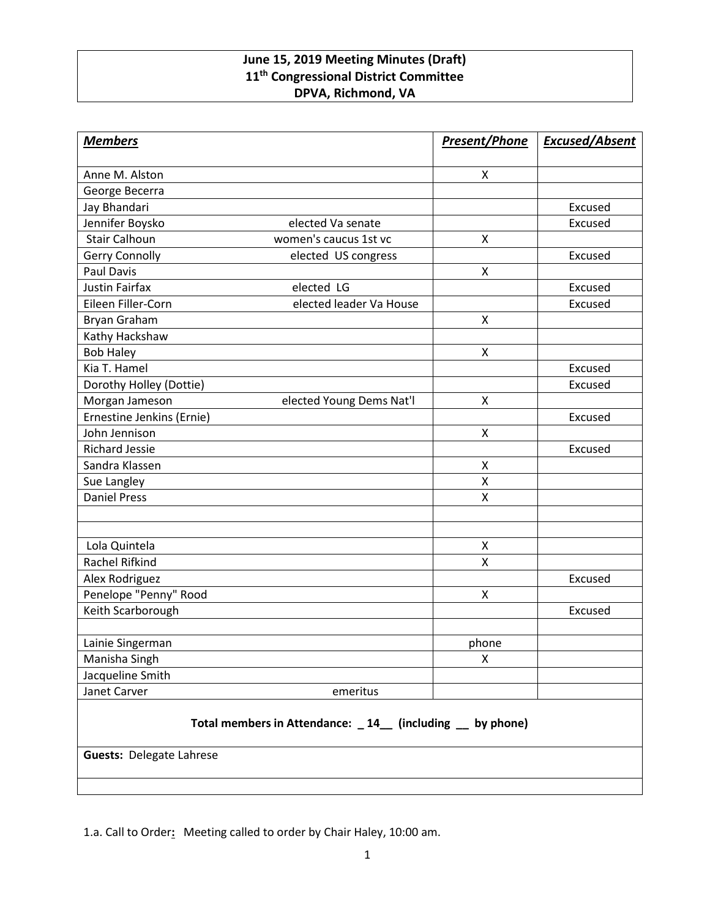**June 15, 2019 Meeting Minutes (Draft)**
**11th Congressional District Committee**
**DPVA, Richmond, VA**

| ***Members*** | | ***Present/Phone*** | ***Excused/Absent*** |
|---|---|---|---|
| Anne M. Alston | | X | |
| George Becerra | | | |
| Jay Bhandari | | | Excused |
| Jennifer Boysko | elected Va senate | | Excused |
| Stair Calhoun | women's caucus 1st vc | X | |
| Gerry Connolly | elected US congress | | Excused |
| Paul Davis | | X | |
| Justin Fairfax | elected LG | | Excused |
| Eileen Filler-Corn | elected leader Va House | | Excused |
| Bryan Graham | | X | |
| Kathy Hackshaw | | | |
| Bob Haley | | X | |
| Kia T. Hamel | | | Excused |
| Dorothy Holley (Dottie) | | | Excused |
| Morgan Jameson | elected Young Dems Nat'l | X | |
| Ernestine Jenkins (Ernie) | | | Excused |
| John Jennison | | X | |
| Richard Jessie | | | Excused |
| Sandra Klassen | | X | |
| Sue Langley | | X | |
| Daniel Press | | X | |
| | | | |
| | | | |
| Lola Quintela | | X | |
| Rachel Rifkind | | X | |
| Alex Rodriguez | | | Excused |
| Penelope "Penny" Rood | | X | |
| Keith Scarborough | | | Excused |
| | | | |
| Lainie Singerman | | phone | |
| Manisha Singh | | X | |
| Jacqueline Smith | | | |
| Janet Carver | emeritus | | |
| **Total members in Attendance: _ 14__ (including __ by phone)** | | | |
| **Guests:** Delegate Lahrese | | | |
| | | | |

1.a. Call to Order**:** Meeting called to order by Chair Haley, 10:00 am.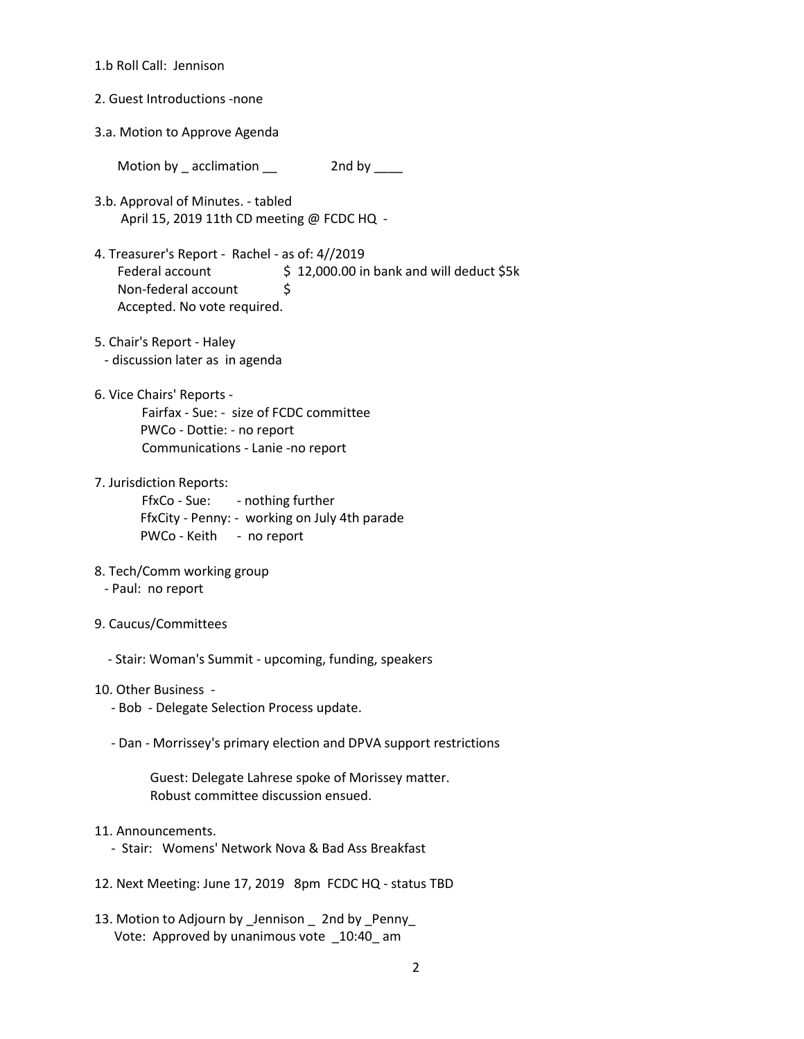1.b Roll Call: Jennison

2. Guest Introductions -none

3.a. Motion to Approve Agenda

Motion by _ acclimation __ 2nd by ____

3.b. Approval of Minutes. - tabled
April 15, 2019 11th CD meeting @ FCDC HQ -

4. Treasurer's Report - Rachel - as of: 4//2019
Federal account $ 12,000.00 in bank and will deduct $5k
Non-federal account $
Accepted. No vote required.

5. Chair's Report - Haley
- discussion later as in agenda

6. Vice Chairs' Reports -
Fairfax - Sue: - size of FCDC committee
PWCo - Dottie: - no report
Communications - Lanie -no report

7. Jurisdiction Reports:
FfxCo - Sue: - nothing further
FfxCity - Penny: - working on July 4th parade
PWCo - Keith - no report

8. Tech/Comm working group
- Paul: no report

9. Caucus/Committees

- Stair: Woman's Summit - upcoming, funding, speakers

10. Other Business -
- Bob - Delegate Selection Process update.

- Dan - Morrissey's primary election and DPVA support restrictions

Guest: Delegate Lahrese spoke of Morissey matter.
Robust committee discussion ensued.

11. Announcements.
- Stair: Womens' Network Nova & Bad Ass Breakfast

12. Next Meeting: June 17, 2019 8pm FCDC HQ - status TBD

13. Motion to Adjourn by _Jennison _ 2nd by _Penny_
Vote: Approved by unanimous vote _10:40_ am